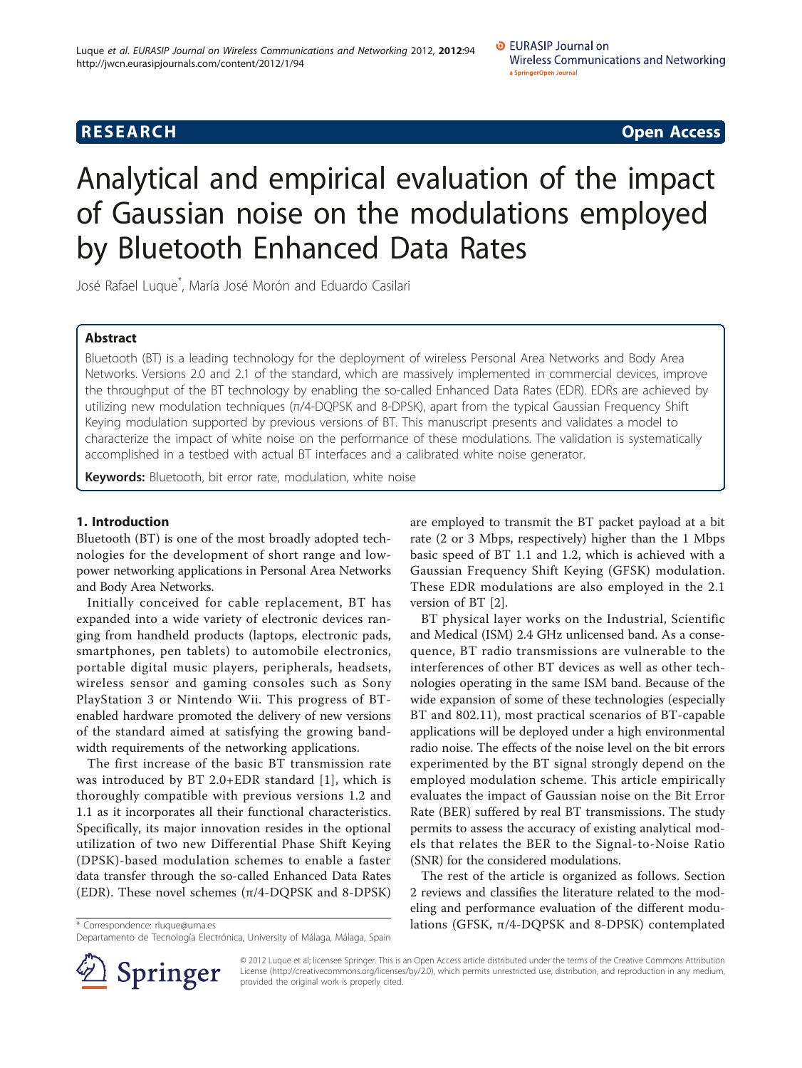RESEARCH Open Access

# Analytical and empirical evaluation of the impact of Gaussian noise on the modulations employed by Bluetooth Enhanced Data Rates

José Rafael Luque*, María José Morón and Eduardo Casilari

## Abstract

Bluetooth (BT) is a leading technology for the deployment of wireless Personal Area Networks and Body Area Networks. Versions 2.0 and 2.1 of the standard, which are massively implemented in commercial devices, improve the throughput of the BT technology by enabling the so-called Enhanced Data Rates (EDR). EDRs are achieved by utilizing new modulation techniques (π/4-DQPSK and 8-DPSK), apart from the typical Gaussian Frequency Shift Keying modulation supported by previous versions of BT. This manuscript presents and validates a model to characterize the impact of white noise on the performance of these modulations. The validation is systematically accomplished in a testbed with actual BT interfaces and a calibrated white noise generator.

**Keywords:** Bluetooth, bit error rate, modulation, white noise

## 1. Introduction

Bluetooth (BT) is one of the most broadly adopted technologies for the development of short range and low-power networking applications in Personal Area Networks and Body Area Networks.

Initially conceived for cable replacement, BT has expanded into a wide variety of electronic devices ranging from handheld products (laptops, electronic pads, smartphones, pen tablets) to automobile electronics, portable digital music players, peripherals, headsets, wireless sensor and gaming consoles such as Sony PlayStation 3 or Nintendo Wii. This progress of BT-enabled hardware promoted the delivery of new versions of the standard aimed at satisfying the growing bandwidth requirements of the networking applications.

The first increase of the basic BT transmission rate was introduced by BT 2.0+EDR standard [1], which is thoroughly compatible with previous versions 1.2 and 1.1 as it incorporates all their functional characteristics. Specifically, its major innovation resides in the optional utilization of two new Differential Phase Shift Keying (DPSK)-based modulation schemes to enable a faster data transfer through the so-called Enhanced Data Rates (EDR). These novel schemes (π/4-DQPSK and 8-DPSK) are employed to transmit the BT packet payload at a bit rate (2 or 3 Mbps, respectively) higher than the 1 Mbps basic speed of BT 1.1 and 1.2, which is achieved with a Gaussian Frequency Shift Keying (GFSK) modulation. These EDR modulations are also employed in the 2.1 version of BT [2].

BT physical layer works on the Industrial, Scientific and Medical (ISM) 2.4 GHz unlicensed band. As a consequence, BT radio transmissions are vulnerable to the interferences of other BT devices as well as other technologies operating in the same ISM band. Because of the wide expansion of some of these technologies (especially BT and 802.11), most practical scenarios of BT-capable applications will be deployed under a high environmental radio noise. The effects of the noise level on the bit errors experimented by the BT signal strongly depend on the employed modulation scheme. This article empirically evaluates the impact of Gaussian noise on the Bit Error Rate (BER) suffered by real BT transmissions. The study permits to assess the accuracy of existing analytical models that relates the BER to the Signal-to-Noise Ratio (SNR) for the considered modulations.

The rest of the article is organized as follows. Section 2 reviews and classifies the literature related to the modeling and performance evaluation of the different modulations (GFSK, π/4-DQPSK and 8-DPSK) contemplated

\* Correspondence: rluque@uma.es
Departamento de Tecnología Electrónica, University of Málaga, Málaga, Spain

© 2012 Luque et al; licensee Springer. This is an Open Access article distributed under the terms of the Creative Commons Attribution License (http://creativecommons.org/licenses/by/2.0), which permits unrestricted use, distribution, and reproduction in any medium, provided the original work is properly cited.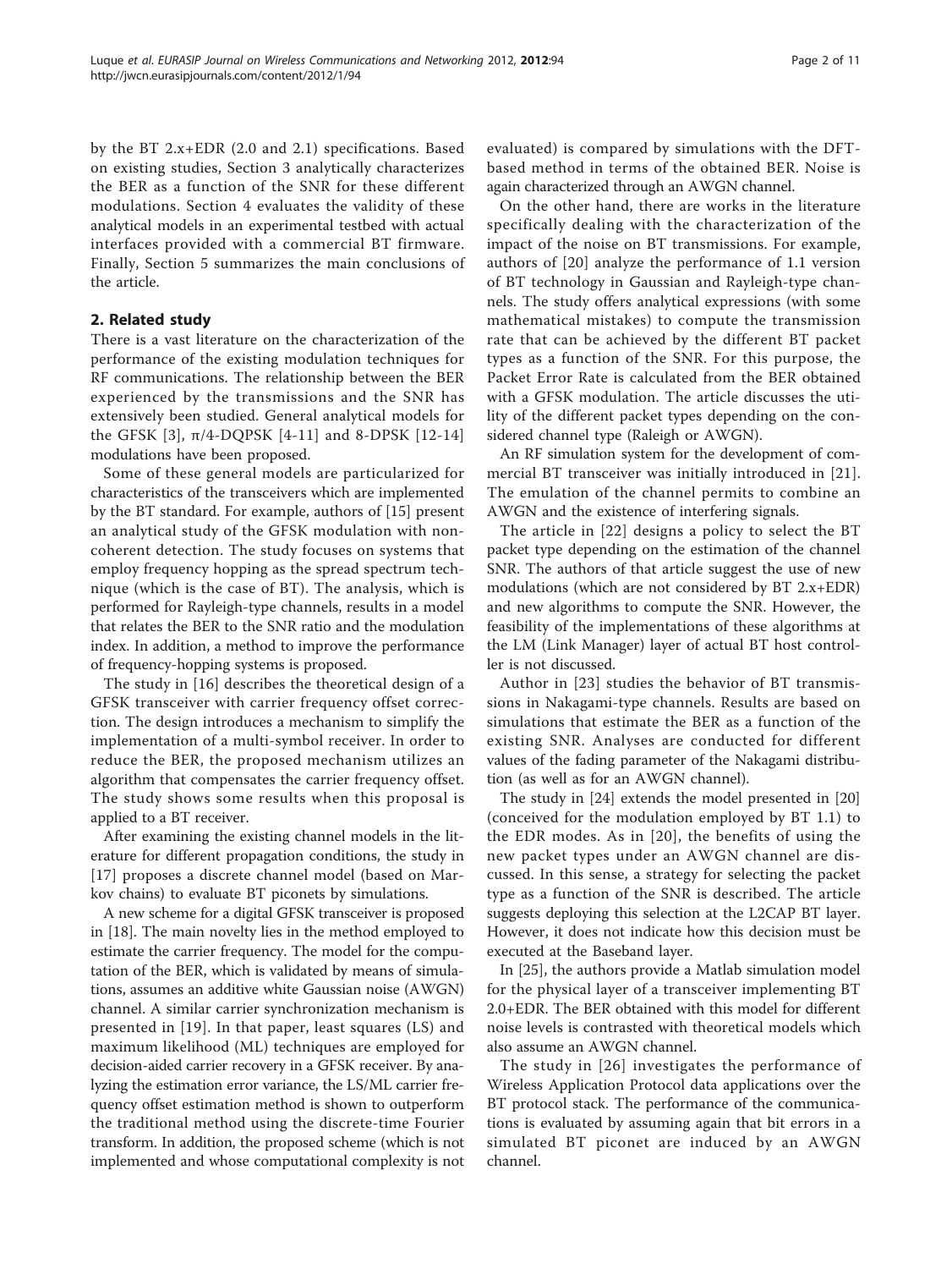by the BT 2.x+EDR (2.0 and 2.1) specifications. Based on existing studies, Section 3 analytically characterizes the BER as a function of the SNR for these different modulations. Section 4 evaluates the validity of these analytical models in an experimental testbed with actual interfaces provided with a commercial BT firmware. Finally, Section 5 summarizes the main conclusions of the article.

## 2. Related study

There is a vast literature on the characterization of the performance of the existing modulation techniques for RF communications. The relationship between the BER experienced by the transmissions and the SNR has extensively been studied. General analytical models for the GFSK [3], π/4-DQPSK [4-11] and 8-DPSK [12-14] modulations have been proposed.

Some of these general models are particularized for characteristics of the transceivers which are implemented by the BT standard. For example, authors of [15] present an analytical study of the GFSK modulation with non-coherent detection. The study focuses on systems that employ frequency hopping as the spread spectrum technique (which is the case of BT). The analysis, which is performed for Rayleigh-type channels, results in a model that relates the BER to the SNR ratio and the modulation index. In addition, a method to improve the performance of frequency-hopping systems is proposed.

The study in [16] describes the theoretical design of a GFSK transceiver with carrier frequency offset correction. The design introduces a mechanism to simplify the implementation of a multi-symbol receiver. In order to reduce the BER, the proposed mechanism utilizes an algorithm that compensates the carrier frequency offset. The study shows some results when this proposal is applied to a BT receiver.

After examining the existing channel models in the literature for different propagation conditions, the study in [17] proposes a discrete channel model (based on Markov chains) to evaluate BT piconets by simulations.

A new scheme for a digital GFSK transceiver is proposed in [18]. The main novelty lies in the method employed to estimate the carrier frequency. The model for the computation of the BER, which is validated by means of simulations, assumes an additive white Gaussian noise (AWGN) channel. A similar carrier synchronization mechanism is presented in [19]. In that paper, least squares (LS) and maximum likelihood (ML) techniques are employed for decision-aided carrier recovery in a GFSK receiver. By analyzing the estimation error variance, the LS/ML carrier frequency offset estimation method is shown to outperform the traditional method using the discrete-time Fourier transform. In addition, the proposed scheme (which is not implemented and whose computational complexity is not evaluated) is compared by simulations with the DFT-based method in terms of the obtained BER. Noise is again characterized through an AWGN channel.

On the other hand, there are works in the literature specifically dealing with the characterization of the impact of the noise on BT transmissions. For example, authors of [20] analyze the performance of 1.1 version of BT technology in Gaussian and Rayleigh-type channels. The study offers analytical expressions (with some mathematical mistakes) to compute the transmission rate that can be achieved by the different BT packet types as a function of the SNR. For this purpose, the Packet Error Rate is calculated from the BER obtained with a GFSK modulation. The article discusses the utility of the different packet types depending on the considered channel type (Raleigh or AWGN).

An RF simulation system for the development of commercial BT transceiver was initially introduced in [21]. The emulation of the channel permits to combine an AWGN and the existence of interfering signals.

The article in [22] designs a policy to select the BT packet type depending on the estimation of the channel SNR. The authors of that article suggest the use of new modulations (which are not considered by BT 2.x+EDR) and new algorithms to compute the SNR. However, the feasibility of the implementations of these algorithms at the LM (Link Manager) layer of actual BT host controller is not discussed.

Author in [23] studies the behavior of BT transmissions in Nakagami-type channels. Results are based on simulations that estimate the BER as a function of the existing SNR. Analyses are conducted for different values of the fading parameter of the Nakagami distribution (as well as for an AWGN channel).

The study in [24] extends the model presented in [20] (conceived for the modulation employed by BT 1.1) to the EDR modes. As in [20], the benefits of using the new packet types under an AWGN channel are discussed. In this sense, a strategy for selecting the packet type as a function of the SNR is described. The article suggests deploying this selection at the L2CAP BT layer. However, it does not indicate how this decision must be executed at the Baseband layer.

In [25], the authors provide a Matlab simulation model for the physical layer of a transceiver implementing BT 2.0+EDR. The BER obtained with this model for different noise levels is contrasted with theoretical models which also assume an AWGN channel.

The study in [26] investigates the performance of Wireless Application Protocol data applications over the BT protocol stack. The performance of the communications is evaluated by assuming again that bit errors in a simulated BT piconet are induced by an AWGN channel.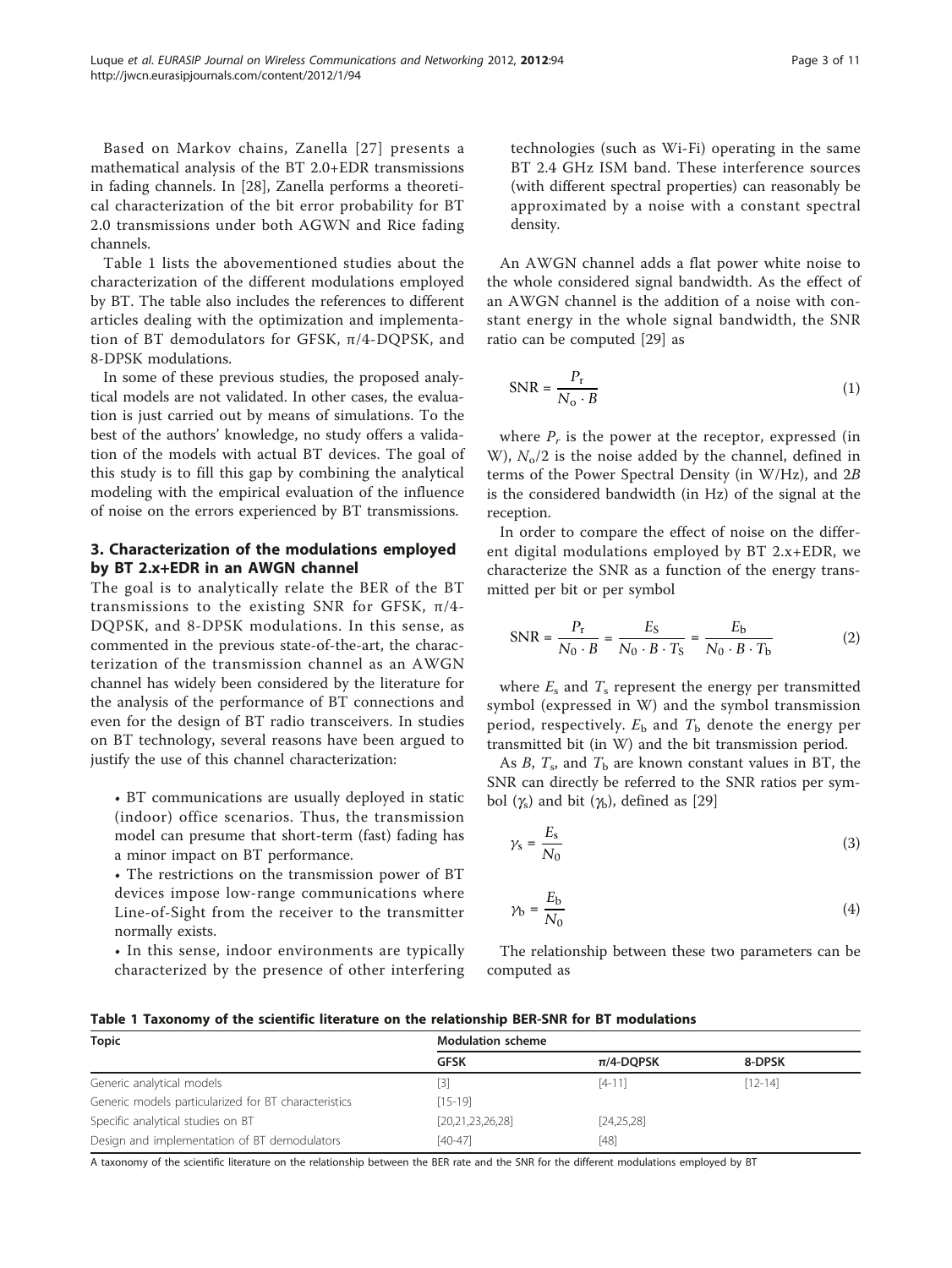Based on Markov chains, Zanella [27] presents a mathematical analysis of the BT 2.0+EDR transmissions in fading channels. In [28], Zanella performs a theoretical characterization of the bit error probability for BT 2.0 transmissions under both AGWN and Rice fading channels.

Table 1 lists the abovementioned studies about the characterization of the different modulations employed by BT. The table also includes the references to different articles dealing with the optimization and implementation of BT demodulators for GFSK, π/4-DQPSK, and 8-DPSK modulations.

In some of these previous studies, the proposed analytical models are not validated. In other cases, the evaluation is just carried out by means of simulations. To the best of the authors' knowledge, no study offers a validation of the models with actual BT devices. The goal of this study is to fill this gap by combining the analytical modeling with the empirical evaluation of the influence of noise on the errors experienced by BT transmissions.

## 3. Characterization of the modulations employed by BT 2.x+EDR in an AWGN channel

The goal is to analytically relate the BER of the BT transmissions to the existing SNR for GFSK, π/4-DQPSK, and 8-DPSK modulations. In this sense, as commented in the previous state-of-the-art, the characterization of the transmission channel as an AWGN channel has widely been considered by the literature for the analysis of the performance of BT connections and even for the design of BT radio transceivers. In studies on BT technology, several reasons have been argued to justify the use of this channel characterization:

- BT communications are usually deployed in static (indoor) office scenarios. Thus, the transmission model can presume that short-term (fast) fading has a minor impact on BT performance.
- The restrictions on the transmission power of BT devices impose low-range communications where Line-of-Sight from the receiver to the transmitter normally exists.
- In this sense, indoor environments are typically characterized by the presence of other interfering technologies (such as Wi-Fi) operating in the same BT 2.4 GHz ISM band. These interference sources (with different spectral properties) can reasonably be approximated by a noise with a constant spectral density.

An AWGN channel adds a flat power white noise to the whole considered signal bandwidth. As the effect of an AWGN channel is the addition of a noise with constant energy in the whole signal bandwidth, the SNR ratio can be computed [29] as

$$\mathrm{SNR} = \frac{P_\mathrm{r}}{N_\mathrm{o} \cdot B} \tag{1}$$

where $P_r$ is the power at the receptor, expressed (in W), $N_o/2$ is the noise added by the channel, defined in terms of the Power Spectral Density (in W/Hz), and $2B$ is the considered bandwidth (in Hz) of the signal at the reception.

In order to compare the effect of noise on the different digital modulations employed by BT 2.x+EDR, we characterize the SNR as a function of the energy transmitted per bit or per symbol

$$\mathrm{SNR} = \frac{P_\mathrm{r}}{N_0 \cdot B} = \frac{E_\mathrm{S}}{N_0 \cdot B \cdot T_\mathrm{S}} = \frac{E_\mathrm{b}}{N_0 \cdot B \cdot T_\mathrm{b}} \tag{2}$$

where $E_s$ and $T_s$ represent the energy per transmitted symbol (expressed in W) and the symbol transmission period, respectively. $E_b$ and $T_b$ denote the energy per transmitted bit (in W) and the bit transmission period.

As $B$, $T_s$, and $T_b$ are known constant values in BT, the SNR can directly be referred to the SNR ratios per symbol ($\gamma_s$) and bit ($\gamma_b$), defined as [29]

$$\gamma_\mathrm{s} = \frac{E_\mathrm{s}}{N_0} \tag{3}$$

$$\gamma_\mathrm{b} = \frac{E_\mathrm{b}}{N_0} \tag{4}$$

The relationship between these two parameters can be computed as

**Table 1 Taxonomy of the scientific literature on the relationship BER-SNR for BT modulations**

| Topic | Modulation scheme | | |
|---|---|---|---|
| | GFSK | π/4-DQPSK | 8-DPSK |
| Generic analytical models | [3] | [4-11] | [12-14] |
| Generic models particularized for BT characteristics | [15-19] | | |
| Specific analytical studies on BT | [20,21,23,26,28] | [24,25,28] | |
| Design and implementation of BT demodulators | [40-47] | [48] | |

A taxonomy of the scientific literature on the relationship between the BER rate and the SNR for the different modulations employed by BT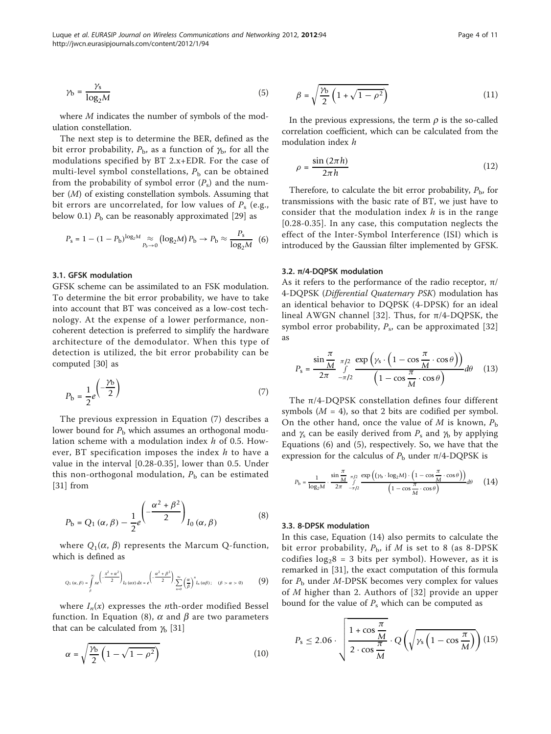$$\gamma_b = \frac{\gamma_s}{\log_2 M} \tag{5}$$

where $M$ indicates the number of symbols of the modulation constellation.

The next step is to determine the BER, defined as the bit error probability, $P_b$, as a function of $\gamma_b$, for all the modulations specified by BT 2.x+EDR. For the case of multi-level symbol constellations, $P_b$ can be obtained from the probability of symbol error ($P_s$) and the number ($M$) of existing constellation symbols. Assuming that bit errors are uncorrelated, for low values of $P_s$ (e.g., below 0.1) $P_b$ can be reasonably approximated [29] as

$$P_s = 1 - (1 - P_b)^{\log_2 M} \underset{P_b \to 0}{\approx} (\log_2 M) P_b \to P_b \approx \frac{P_s}{\log_2 M} \tag{6}$$

### 3.1. GFSK modulation

GFSK scheme can be assimilated to an FSK modulation. To determine the bit error probability, we have to take into account that BT was conceived as a low-cost technology. At the expense of a lower performance, non-coherent detection is preferred to simplify the hardware architecture of the demodulator. When this type of detection is utilized, the bit error probability can be computed [30] as

$$P_b = \frac{1}{2} e^{\left(-\frac{\gamma_b}{2}\right)} \tag{7}$$

The previous expression in Equation (7) describes a lower bound for $P_b$ which assumes an orthogonal modulation scheme with a modulation index $h$ of 0.5. However, BT specification imposes the index $h$ to have a value in the interval [0.28-0.35], lower than 0.5. Under this non-orthogonal modulation, $P_b$ can be estimated [31] from

$$P_b = Q_1(\alpha, \beta) - \frac{1}{2} e^{\left(-\frac{\alpha^2 + \beta^2}{2}\right)} I_0(\alpha, \beta) \tag{8}$$

where $Q_1(\alpha, \beta)$ represents the Marcum Q-function, which is defined as

$$Q_1(\alpha, \beta) = \int_{\beta}^{\infty} x e^{\left(-\frac{x^2 + \alpha^2}{2}\right)} I_0(\alpha x)\, dx = e^{\left(-\frac{\alpha^2 + \beta^2}{2}\right)} \cdot \sum_{n=0}^{\infty} \left(\frac{\alpha}{\beta}\right)^n I_n(\alpha\beta); \quad (\beta > \alpha > 0) \tag{9}$$

where $I_n(x)$ expresses the $n$th-order modified Bessel function. In Equation (8), $\alpha$ and $\beta$ are two parameters that can be calculated from $\gamma_b$ [31]

$$\alpha = \sqrt{\frac{\gamma_b}{2}\left(1 - \sqrt{1 - \rho^2}\right)} \tag{10}$$

$$\beta = \sqrt{\frac{\gamma_b}{2}\left(1 + \sqrt{1 - \rho^2}\right)} \tag{11}$$

In the previous expressions, the term $\rho$ is the so-called correlation coefficient, which can be calculated from the modulation index $h$

$$\rho = \frac{\sin(2\pi h)}{2\pi h} \tag{12}$$

Therefore, to calculate the bit error probability, $P_b$, for transmissions with the basic rate of BT, we just have to consider that the modulation index $h$ is in the range [0.28-0.35]. In any case, this computation neglects the effect of the Inter-Symbol Interference (ISI) which is introduced by the Gaussian filter implemented by GFSK.

### 3.2. π/4-DQPSK modulation

As it refers to the performance of the radio receptor, π/4-DQPSK (*Differential Quaternary PSK*) modulation has an identical behavior to DQPSK (4-DPSK) for an ideal lineal AWGN channel [32]. Thus, for π/4-DQPSK, the symbol error probability, $P_s$, can be approximated [32] as

$$P_s = \frac{\sin \frac{\pi}{M}}{2\pi} \int_{-\pi/2}^{\pi/2} \frac{\exp\left(\gamma_s \cdot \left(1 - \cos \frac{\pi}{M} \cdot \cos\theta\right)\right)}{\left(1 - \cos \frac{\pi}{M} \cdot \cos\theta\right)} d\theta \tag{13}$$

The π/4-DQPSK constellation defines four different symbols ($M$ = 4), so that 2 bits are codified per symbol. On the other hand, once the value of $M$ is known, $P_b$ and $\gamma_s$ can be easily derived from $P_s$ and $\gamma_b$ by applying Equations (6) and (5), respectively. So, we have that the expression for the calculus of $P_b$ under π/4-DQPSK is

$$P_b = \frac{1}{\log_2 M} \cdot \frac{\sin \frac{\pi}{M}}{2\pi} \int_{-\pi/2}^{\pi/2} \frac{\exp\left((\gamma_b \cdot \log_2 M) \cdot \left(1 - \cos \frac{\pi}{M} \cdot \cos\theta\right)\right)}{\left(1 - \cos \frac{\pi}{M} \cdot \cos\theta\right)} d\theta \tag{14}$$

### 3.3. 8-DPSK modulation

In this case, Equation (14) also permits to calculate the bit error probability, $P_b$, if $M$ is set to 8 (as 8-DPSK codifies $\log_2 8$ = 3 bits per symbol). However, as it is remarked in [31], the exact computation of this formula for $P_b$ under $M$-DPSK becomes very complex for values of $M$ higher than 2. Authors of [32] provide an upper bound for the value of $P_s$ which can be computed as

$$P_s \leq 2.06 \cdot \sqrt{\frac{1 + \cos \frac{\pi}{M}}{2 \cdot \cos \frac{\pi}{M}}} \cdot Q\left(\sqrt{\gamma_s \left(1 - \cos \frac{\pi}{M}\right)}\right) \tag{15}$$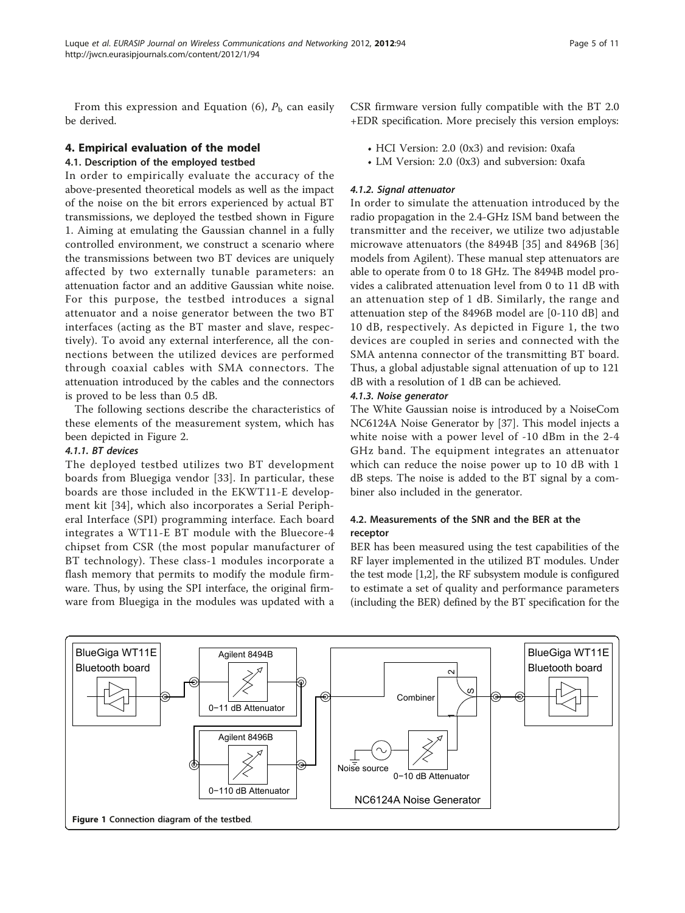From this expression and Equation (6), $P_b$ can easily be derived.

## 4. Empirical evaluation of the model

### 4.1. Description of the employed testbed

In order to empirically evaluate the accuracy of the above-presented theoretical models as well as the impact of the noise on the bit errors experienced by actual BT transmissions, we deployed the testbed shown in Figure 1. Aiming at emulating the Gaussian channel in a fully controlled environment, we construct a scenario where the transmissions between two BT devices are uniquely affected by two externally tunable parameters: an attenuation factor and an additive Gaussian white noise. For this purpose, the testbed introduces a signal attenuator and a noise generator between the two BT interfaces (acting as the BT master and slave, respectively). To avoid any external interference, all the connections between the utilized devices are performed through coaxial cables with SMA connectors. The attenuation introduced by the cables and the connectors is proved to be less than 0.5 dB.

The following sections describe the characteristics of these elements of the measurement system, which has been depicted in Figure 2.

#### 4.1.1. BT devices

The deployed testbed utilizes two BT development boards from Bluegiga vendor [33]. In particular, these boards are those included in the EKWT11-E development kit [34], which also incorporates a Serial Peripheral Interface (SPI) programming interface. Each board integrates a WT11-E BT module with the Bluecore-4 chipset from CSR (the most popular manufacturer of BT technology). These class-1 modules incorporate a flash memory that permits to modify the module firmware. Thus, by using the SPI interface, the original firmware from Bluegiga in the modules was updated with a CSR firmware version fully compatible with the BT 2.0 +EDR specification. More precisely this version employs:

- HCI Version: 2.0 (0x3) and revision: 0xafa
- LM Version: 2.0 (0x3) and subversion: 0xafa

#### 4.1.2. Signal attenuator

In order to simulate the attenuation introduced by the radio propagation in the 2.4-GHz ISM band between the transmitter and the receiver, we utilize two adjustable microwave attenuators (the 8494B [35] and 8496B [36] models from Agilent). These manual step attenuators are able to operate from 0 to 18 GHz. The 8494B model provides a calibrated attenuation level from 0 to 11 dB with an attenuation step of 1 dB. Similarly, the range and attenuation step of the 8496B model are [0-110 dB] and 10 dB, respectively. As depicted in Figure 1, the two devices are coupled in series and connected with the SMA antenna connector of the transmitting BT board. Thus, a global adjustable signal attenuation of up to 121 dB with a resolution of 1 dB can be achieved.

#### 4.1.3. Noise generator

The White Gaussian noise is introduced by a NoiseCom NC6124A Noise Generator by [37]. This model injects a white noise with a power level of -10 dBm in the 2-4 GHz band. The equipment integrates an attenuator which can reduce the noise power up to 10 dB with 1 dB steps. The noise is added to the BT signal by a combiner also included in the generator.

### 4.2. Measurements of the SNR and the BER at the receptor

BER has been measured using the test capabilities of the RF layer implemented in the utilized BT modules. Under the test mode [1,2], the RF subsystem module is configured to estimate a set of quality and performance parameters (including the BER) defined by the BT specification for the

Figure 1 Connection diagram of the testbed.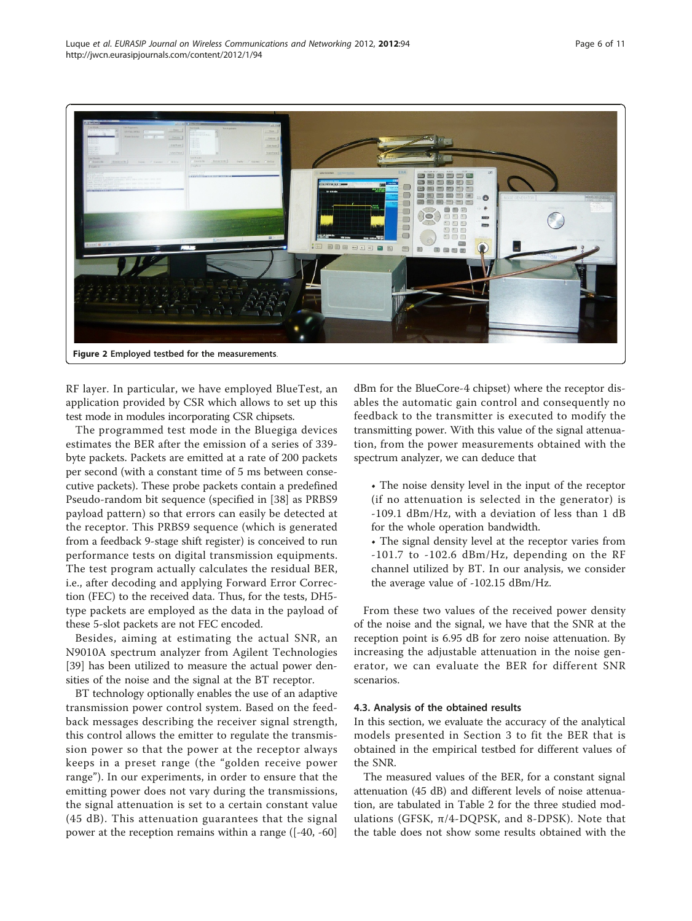Figure 2 Employed testbed for the measurements.

RF layer. In particular, we have employed BlueTest, an application provided by CSR which allows to set up this test mode in modules incorporating CSR chipsets.

The programmed test mode in the Bluegiga devices estimates the BER after the emission of a series of 339-byte packets. Packets are emitted at a rate of 200 packets per second (with a constant time of 5 ms between consecutive packets). These probe packets contain a predefined Pseudo-random bit sequence (specified in [38] as PRBS9 payload pattern) so that errors can easily be detected at the receptor. This PRBS9 sequence (which is generated from a feedback 9-stage shift register) is conceived to run performance tests on digital transmission equipments. The test program actually calculates the residual BER, i.e., after decoding and applying Forward Error Correction (FEC) to the received data. Thus, for the tests, DH5-type packets are employed as the data in the payload of these 5-slot packets are not FEC encoded.

Besides, aiming at estimating the actual SNR, an N9010A spectrum analyzer from Agilent Technologies [39] has been utilized to measure the actual power densities of the noise and the signal at the BT receptor.

BT technology optionally enables the use of an adaptive transmission power control system. Based on the feedback messages describing the receiver signal strength, this control allows the emitter to regulate the transmission power so that the power at the receptor always keeps in a preset range (the "golden receive power range"). In our experiments, in order to ensure that the emitting power does not vary during the transmissions, the signal attenuation is set to a certain constant value (45 dB). This attenuation guarantees that the signal power at the reception remains within a range ([-40, -60] dBm for the BlueCore-4 chipset) where the receptor disables the automatic gain control and consequently no feedback to the transmitter is executed to modify the transmitting power. With this value of the signal attenuation, from the power measurements obtained with the spectrum analyzer, we can deduce that

- The noise density level in the input of the receptor (if no attenuation is selected in the generator) is -109.1 dBm/Hz, with a deviation of less than 1 dB for the whole operation bandwidth.
- The signal density level at the receptor varies from -101.7 to -102.6 dBm/Hz, depending on the RF channel utilized by BT. In our analysis, we consider the average value of -102.15 dBm/Hz.

From these two values of the received power density of the noise and the signal, we have that the SNR at the reception point is 6.95 dB for zero noise attenuation. By increasing the adjustable attenuation in the noise generator, we can evaluate the BER for different SNR scenarios.

### 4.3. Analysis of the obtained results

In this section, we evaluate the accuracy of the analytical models presented in Section 3 to fit the BER that is obtained in the empirical testbed for different values of the SNR.

The measured values of the BER, for a constant signal attenuation (45 dB) and different levels of noise attenuation, are tabulated in Table 2 for the three studied modulations (GFSK, $\pi/4$-DQPSK, and 8-DPSK). Note that the table does not show some results obtained with the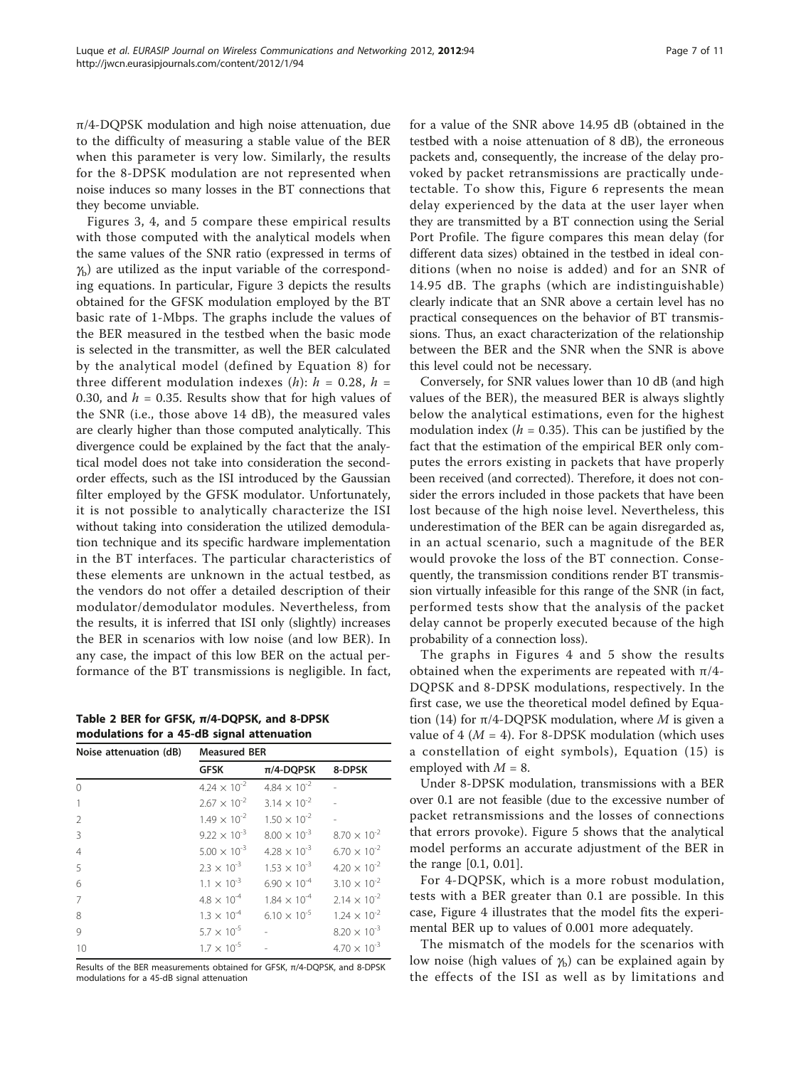π/4-DQPSK modulation and high noise attenuation, due to the difficulty of measuring a stable value of the BER when this parameter is very low. Similarly, the results for the 8-DPSK modulation are not represented when noise induces so many losses in the BT connections that they become unviable.

Figures 3, 4, and 5 compare these empirical results with those computed with the analytical models when the same values of the SNR ratio (expressed in terms of $\gamma_b$) are utilized as the input variable of the corresponding equations. In particular, Figure 3 depicts the results obtained for the GFSK modulation employed by the BT basic rate of 1-Mbps. The graphs include the values of the BER measured in the testbed when the basic mode is selected in the transmitter, as well the BER calculated by the analytical model (defined by Equation 8) for three different modulation indexes ($h$): $h$ = 0.28, $h$ = 0.30, and $h$ = 0.35. Results show that for high values of the SNR (i.e., those above 14 dB), the measured vales are clearly higher than those computed analytically. This divergence could be explained by the fact that the analytical model does not take into consideration the second-order effects, such as the ISI introduced by the Gaussian filter employed by the GFSK modulator. Unfortunately, it is not possible to analytically characterize the ISI without taking into consideration the utilized demodulation technique and its specific hardware implementation in the BT interfaces. The particular characteristics of these elements are unknown in the actual testbed, as the vendors do not offer a detailed description of their modulator/demodulator modules. Nevertheless, from the results, it is inferred that ISI only (slightly) increases the BER in scenarios with low noise (and low BER). In any case, the impact of this low BER on the actual performance of the BT transmissions is negligible. In fact, for a value of the SNR above 14.95 dB (obtained in the testbed with a noise attenuation of 8 dB), the erroneous packets and, consequently, the increase of the delay provoked by packet retransmissions are practically undetectable. To show this, Figure 6 represents the mean delay experienced by the data at the user layer when they are transmitted by a BT connection using the Serial Port Profile. The figure compares this mean delay (for different data sizes) obtained in the testbed in ideal conditions (when no noise is added) and for an SNR of 14.95 dB. The graphs (which are indistinguishable) clearly indicate that an SNR above a certain level has no practical consequences on the behavior of BT transmissions. Thus, an exact characterization of the relationship between the BER and the SNR when the SNR is above this level could not be necessary.

Conversely, for SNR values lower than 10 dB (and high values of the BER), the measured BER is always slightly below the analytical estimations, even for the highest modulation index ($h$ = 0.35). This can be justified by the fact that the estimation of the empirical BER only computes the errors existing in packets that have properly been received (and corrected). Therefore, it does not consider the errors included in those packets that have been lost because of the high noise level. Nevertheless, this underestimation of the BER can be again disregarded as, in an actual scenario, such a magnitude of the BER would provoke the loss of the BT connection. Consequently, the transmission conditions render BT transmission virtually infeasible for this range of the SNR (in fact, performed tests show that the analysis of the packet delay cannot be properly executed because of the high probability of a connection loss).

The graphs in Figures 4 and 5 show the results obtained when the experiments are repeated with π/4-DQPSK and 8-DPSK modulations, respectively. In the first case, we use the theoretical model defined by Equation (14) for π/4-DQPSK modulation, where $M$ is given a value of 4 ($M$ = 4). For 8-DPSK modulation (which uses a constellation of eight symbols), Equation (15) is employed with $M$ = 8.

Under 8-DPSK modulation, transmissions with a BER over 0.1 are not feasible (due to the excessive number of packet retransmissions and the losses of connections that errors provoke). Figure 5 shows that the analytical model performs an accurate adjustment of the BER in the range [0.1, 0.01].

For 4-DQPSK, which is a more robust modulation, tests with a BER greater than 0.1 are possible. In this case, Figure 4 illustrates that the model fits the experimental BER up to values of 0.001 more adequately.

The mismatch of the models for the scenarios with low noise (high values of $\gamma_b$) can be explained again by the effects of the ISI as well as by limitations and

**Table 2 BER for GFSK, π/4-DQPSK, and 8-DPSK modulations for a 45-dB signal attenuation**

| Noise attenuation (dB) | Measured BER | | |
|---|---|---|---|
| | GFSK | π/4-DQPSK | 8-DPSK |
| 0 | $4.24 \times 10^{-2}$ | $4.84 \times 10^{-2}$ | - |
| 1 | $2.67 \times 10^{-2}$ | $3.14 \times 10^{-2}$ | - |
| 2 | $1.49 \times 10^{-2}$ | $1.50 \times 10^{-2}$ | - |
| 3 | $9.22 \times 10^{-3}$ | $8.00 \times 10^{-3}$ | $8.70 \times 10^{-2}$ |
| 4 | $5.00 \times 10^{-3}$ | $4.28 \times 10^{-3}$ | $6.70 \times 10^{-2}$ |
| 5 | $2.3 \times 10^{-3}$ | $1.53 \times 10^{-3}$ | $4.20 \times 10^{-2}$ |
| 6 | $1.1 \times 10^{-3}$ | $6.90 \times 10^{-4}$ | $3.10 \times 10^{-2}$ |
| 7 | $4.8 \times 10^{-4}$ | $1.84 \times 10^{-4}$ | $2.14 \times 10^{-2}$ |
| 8 | $1.3 \times 10^{-4}$ | $6.10 \times 10^{-5}$ | $1.24 \times 10^{-2}$ |
| 9 | $5.7 \times 10^{-5}$ | - | $8.20 \times 10^{-3}$ |
| 10 | $1.7 \times 10^{-5}$ | - | $4.70 \times 10^{-3}$ |

Results of the BER measurements obtained for GFSK, π/4-DQPSK, and 8-DPSK modulations for a 45-dB signal attenuation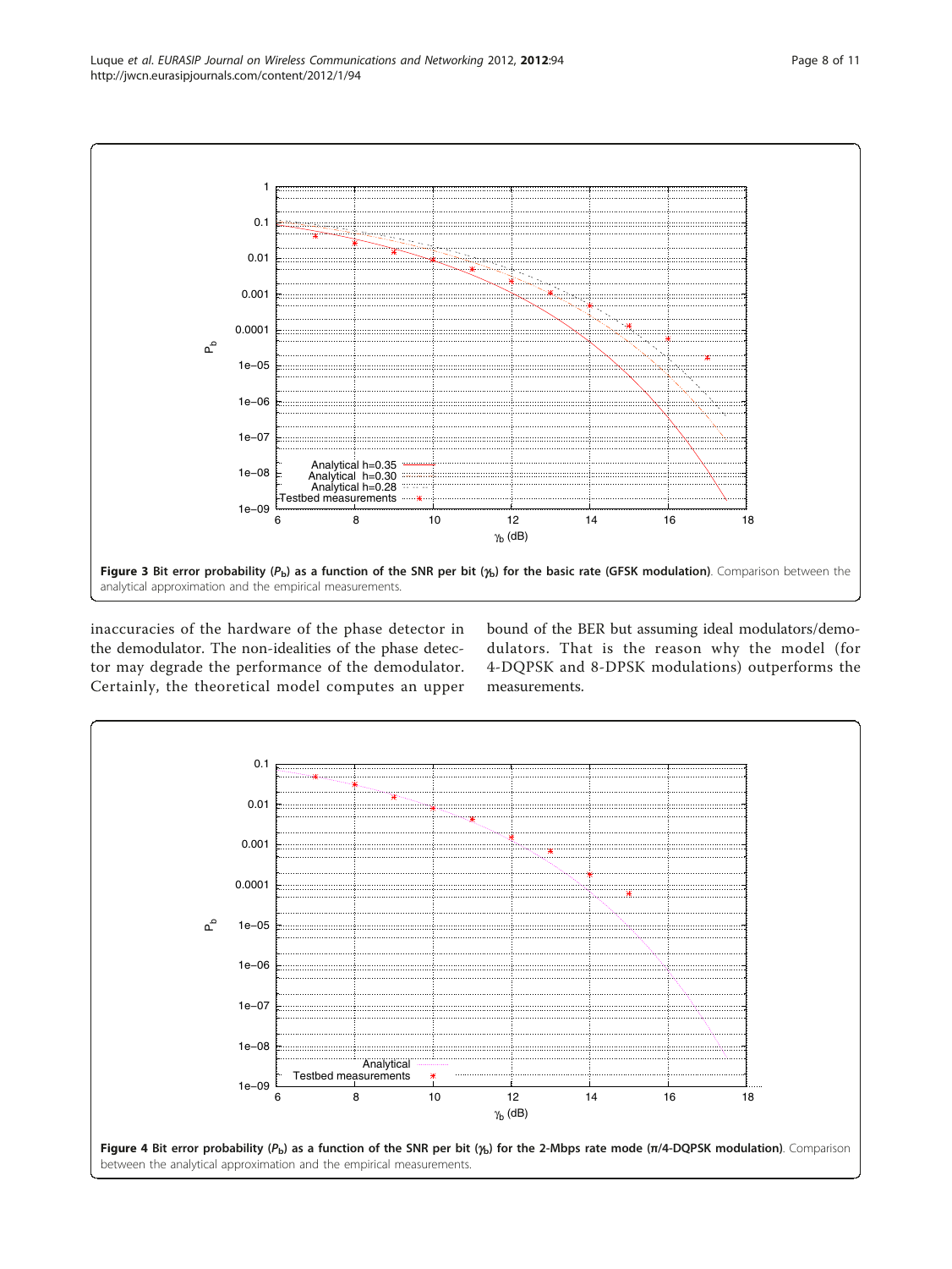**Figure 3 Bit error probability ($P_b$) as a function of the SNR per bit ($\gamma_b$) for the basic rate (GFSK modulation)**. Comparison between the analytical approximation and the empirical measurements.

inaccuracies of the hardware of the phase detector in the demodulator. The non-idealities of the phase detector may degrade the performance of the demodulator. Certainly, the theoretical model computes an upper bound of the BER but assuming ideal modulators/demodulators. That is the reason why the model (for 4-DQPSK and 8-DPSK modulations) outperforms the measurements.

**Figure 4 Bit error probability ($P_b$) as a function of the SNR per bit ($\gamma_b$) for the 2-Mbps rate mode ($\pi$/4-DQPSK modulation)**. Comparison between the analytical approximation and the empirical measurements.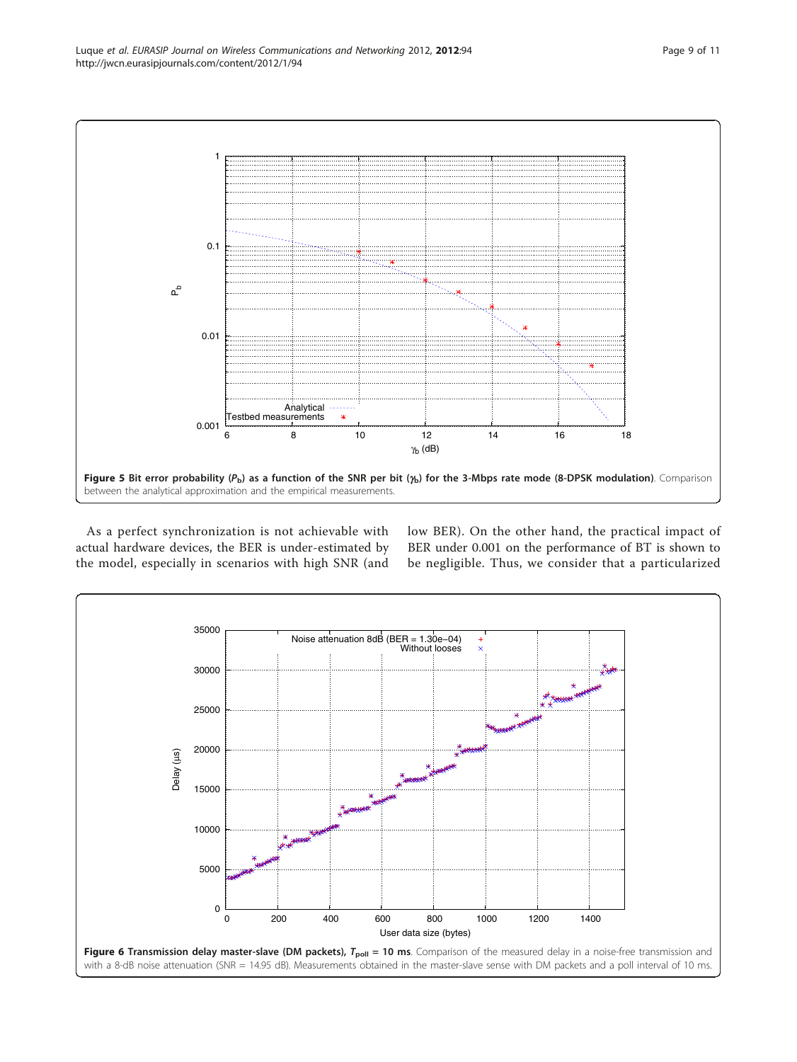**Figure 5 Bit error probability ($P_b$) as a function of the SNR per bit ($\gamma_b$) for the 3-Mbps rate mode (8-DPSK modulation)**. Comparison between the analytical approximation and the empirical measurements.

As a perfect synchronization is not achievable with actual hardware devices, the BER is under-estimated by the model, especially in scenarios with high SNR (and low BER). On the other hand, the practical impact of BER under 0.001 on the performance of BT is shown to be negligible. Thus, we consider that a particularized

**Figure 6 Transmission delay master-slave (DM packets), $T_{poll}$ = 10 ms**. Comparison of the measured delay in a noise-free transmission and with a 8-dB noise attenuation (SNR = 14.95 dB). Measurements obtained in the master-slave sense with DM packets and a poll interval of 10 ms.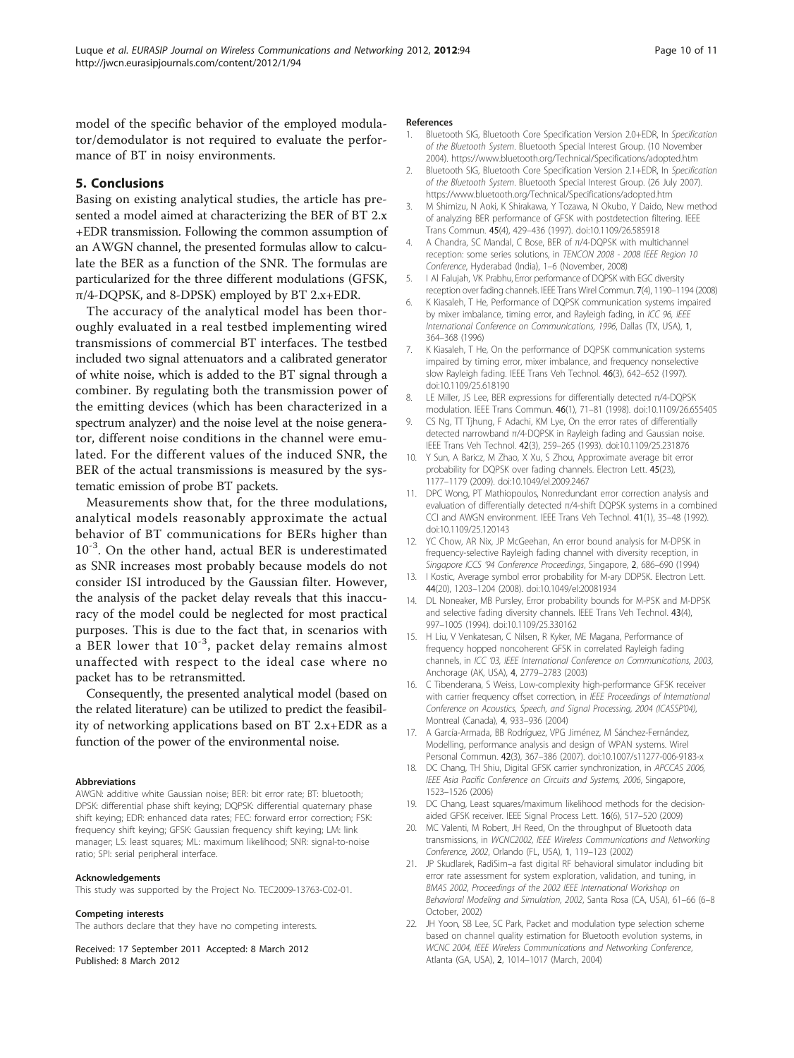model of the specific behavior of the employed modulator/demodulator is not required to evaluate the performance of BT in noisy environments.

## 5. Conclusions

Basing on existing analytical studies, the article has presented a model aimed at characterizing the BER of BT 2.x +EDR transmission. Following the common assumption of an AWGN channel, the presented formulas allow to calculate the BER as a function of the SNR. The formulas are particularized for the three different modulations (GFSK, π/4-DQPSK, and 8-DPSK) employed by BT 2.x+EDR.

The accuracy of the analytical model has been thoroughly evaluated in a real testbed implementing wired transmissions of commercial BT interfaces. The testbed included two signal attenuators and a calibrated generator of white noise, which is added to the BT signal through a combiner. By regulating both the transmission power of the emitting devices (which has been characterized in a spectrum analyzer) and the noise level at the noise generator, different noise conditions in the channel were emulated. For the different values of the induced SNR, the BER of the actual transmissions is measured by the systematic emission of probe BT packets.

Measurements show that, for the three modulations, analytical models reasonably approximate the actual behavior of BT communications for BERs higher than $10^{-3}$. On the other hand, actual BER is underestimated as SNR increases most probably because models do not consider ISI introduced by the Gaussian filter. However, the analysis of the packet delay reveals that this inaccuracy of the model could be neglected for most practical purposes. This is due to the fact that, in scenarios with a BER lower that $10^{-3}$, packet delay remains almost unaffected with respect to the ideal case where no packet has to be retransmitted.

Consequently, the presented analytical model (based on the related literature) can be utilized to predict the feasibility of networking applications based on BT 2.x+EDR as a function of the power of the environmental noise.

#### Abbreviations

AWGN: additive white Gaussian noise; BER: bit error rate; BT: bluetooth; DPSK: differential phase shift keying; DQPSK: differential quaternary phase shift keying; EDR: enhanced data rates; FEC: forward error correction; FSK: frequency shift keying; GFSK: Gaussian frequency shift keying; LM: link manager; LS: least squares; ML: maximum likelihood; SNR: signal-to-noise ratio; SPI: serial peripheral interface.

#### Acknowledgements

This study was supported by the Project No. TEC2009-13763-C02-01.

#### Competing interests

The authors declare that they have no competing interests.

Received: 17 September 2011 Accepted: 8 March 2012
Published: 8 March 2012

#### References

1. Bluetooth SIG, Bluetooth Core Specification Version 2.0+EDR, In *Specification of the Bluetooth System*. Bluetooth Special Interest Group. (10 November 2004). https://www.bluetooth.org/Technical/Specifications/adopted.htm
2. Bluetooth SIG, Bluetooth Core Specification Version 2.1+EDR, In *Specification of the Bluetooth System*. Bluetooth Special Interest Group. (26 July 2007). https://www.bluetooth.org/Technical/Specifications/adopted.htm
3. M Shimizu, N Aoki, K Shirakawa, Y Tozawa, N Okubo, Y Daido, New method of analyzing BER performance of GFSK with postdetection filtering. IEEE Trans Commun. **45**(4), 429–436 (1997). doi:10.1109/26.585918
4. A Chandra, SC Mandal, C Bose, BER of π/4-DQPSK with multichannel reception: some series solutions, in *TENCON 2008 - 2008 IEEE Region 10 Conference*, Hyderabad (India), 1–6 (November, 2008)
5. I Al Falujah, VK Prabhu, Error performance of DQPSK with EGC diversity reception over fading channels. IEEE Trans Wirel Commun. **7**(4), 1190–1194 (2008)
6. K Kiasaleh, T He, Performance of DQPSK communication systems impaired by mixer imbalance, timing error, and Rayleigh fading, in *ICC 96, IEEE International Conference on Communications, 1996*, Dallas (TX, USA), **1**, 364–368 (1996)
7. K Kiasaleh, T He, On the performance of DQPSK communication systems impaired by timing error, mixer imbalance, and frequency nonselective slow Rayleigh fading. IEEE Trans Veh Technol. **46**(3), 642–652 (1997). doi:10.1109/25.618190
8. LE Miller, JS Lee, BER expressions for differentially detected π/4-DQPSK modulation. IEEE Trans Commun. **46**(1), 71–81 (1998). doi:10.1109/26.655405
9. CS Ng, TT Tjhung, F Adachi, KM Lye, On the error rates of differentially detected narrowband π/4-DQPSK in Rayleigh fading and Gaussian noise. IEEE Trans Veh Technol. **42**(3), 259–265 (1993). doi:10.1109/25.231876
10. Y Sun, A Baricz, M Zhao, X Xu, S Zhou, Approximate average bit error probability for DQPSK over fading channels. Electron Lett. **45**(23), 1177–1179 (2009). doi:10.1049/el.2009.2467
11. DPC Wong, PT Mathiopoulos, Nonredundant error correction analysis and evaluation of differentially detected π/4-shift DQPSK systems in a combined CCI and AWGN environment. IEEE Trans Veh Technol. **41**(1), 35–48 (1992). doi:10.1109/25.120143
12. YC Chow, AR Nix, JP McGeehan, An error bound analysis for M-DPSK in frequency-selective Rayleigh fading channel with diversity reception, in *Singapore ICCS '94 Conference Proceedings*, Singapore, **2**, 686–690 (1994)
13. I Kostic, Average symbol error probability for M-ary DDPSK. Electron Lett. **44**(20), 1203–1204 (2008). doi:10.1049/el:20081934
14. DL Noneaker, MB Pursley, Error probability bounds for M-PSK and M-DPSK and selective fading diversity channels. IEEE Trans Veh Technol. **43**(4), 997–1005 (1994). doi:10.1109/25.330162
15. H Liu, V Venkatesan, C Nilsen, R Kyker, ME Magana, Performance of frequency hopped noncoherent GFSK in correlated Rayleigh fading channels, in *ICC '03, IEEE International Conference on Communications, 2003*, Anchorage (AK, USA), **4**, 2779–2783 (2003)
16. C Tibenderana, S Weiss, Low-complexity high-performance GFSK receiver with carrier frequency offset correction, in *IEEE Proceedings of International Conference on Acoustics, Speech, and Signal Processing, 2004 (ICASSP'04)*, Montreal (Canada), **4**, 933–936 (2004)
17. A García-Armada, BB Rodríguez, VPG Jiménez, M Sánchez-Fernández, Modelling, performance analysis and design of WPAN systems. Wirel Personal Commun. **42**(3), 367–386 (2007). doi:10.1007/s11277-006-9183-x
18. DC Chang, TH Shiu, Digital GFSK carrier synchronization, in *APCCAS 2006, IEEE Asia Pacific Conference on Circuits and Systems, 2006*, Singapore, 1523–1526 (2006)
19. DC Chang, Least squares/maximum likelihood methods for the decision-aided GFSK receiver. IEEE Signal Process Lett. **16**(6), 517–520 (2009)
20. MC Valenti, M Robert, JH Reed, On the throughput of Bluetooth data transmissions, in *WCNC2002, IEEE Wireless Communications and Networking Conference, 2002*, Orlando (FL, USA), **1**, 119–123 (2002)
21. JP Skudlarek, RadiSim–a fast digital RF behavioral simulator including bit error rate assessment for system exploration, validation, and tuning, in *BMAS 2002, Proceedings of the 2002 IEEE International Workshop on Behavioral Modeling and Simulation, 2002*, Santa Rosa (CA, USA), 61–66 (6–8 October, 2002)
22. JH Yoon, SB Lee, SC Park, Packet and modulation type selection scheme based on channel quality estimation for Bluetooth evolution systems, in *WCNC 2004, IEEE Wireless Communications and Networking Conference*, Atlanta (GA, USA), **2**, 1014–1017 (March, 2004)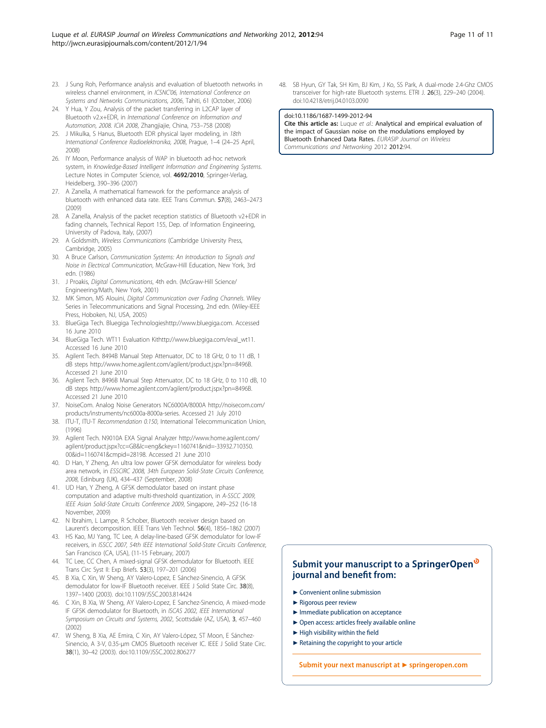23. J Sung Roh, Performance analysis and evaluation of bluetooth networks in wireless channel environment, in *ICSNC'06, International Conference on Systems and Networks Communications, 2006*, Tahiti, 61 (October, 2006)
24. Y Hua, Y Zou, Analysis of the packet transferring in L2CAP layer of Bluetooth v2.x+EDR, in *International Conference on Information and Automation, 2008. ICIA 2008*, Zhangjiajie, China, 753–758 (2008)
25. J Mikulka, S Hanus, Bluetooth EDR physical layer modeling, in *18th International Conference Radioelektronika, 2008*, Prague, 1–4 (24–25 April, 2008)
26. IY Moon, Performance analysis of WAP in bluetooth ad-hoc network system, in *Knowledge-Based Intelligent Information and Engineering Systems*. Lecture Notes in Computer Science, vol. **4692/2010**, Springer-Verlag, Heidelberg, 390–396 (2007)
27. A Zanella, A mathematical framework for the performance analysis of bluetooth with enhanced data rate. IEEE Trans Commun. **57**(8), 2463–2473 (2009)
28. A Zanella, Analysis of the packet reception statistics of Bluetooth v2+EDR in fading channels, Technical Report 155, Dep. of Information Engineering, University of Padova, Italy, (2007)
29. A Goldsmith, *Wireless Communications* (Cambridge University Press, Cambridge, 2005)
30. A Bruce Carlson, *Communication Systems: An Introduction to Signals and Noise in Electrical Communication*, McGraw-Hill Education, New York, 3rd edn. (1986)
31. J Proakis, *Digital Communications*, 4th edn. (McGraw-Hill Science/Engineering/Math, New York, 2001)
32. MK Simon, MS Alouini, *Digital Communication over Fading Channels*. Wiley Series in Telecommunications and Signal Processing, 2nd edn. (Wiley-IEEE Press, Hoboken, NJ, USA, 2005)
33. BlueGiga Tech. Bluegiga Technologieshttp://www.bluegiga.com. Accessed 16 June 2010
34. BlueGiga Tech. WT11 Evaluation Kithttp://www.bluegiga.com/eval_wt11. Accessed 16 June 2010
35. Agilent Tech. 8494B Manual Step Attenuator, DC to 18 GHz, 0 to 11 dB, 1 dB steps http://www.home.agilent.com/agilent/product.jspx?pn=8496B. Accessed 21 June 2010
36. Agilent Tech. 8496B Manual Step Attenuator, DC to 18 GHz, 0 to 110 dB, 10 dB steps http://www.home.agilent.com/agilent/product.jspx?pn=8496B. Accessed 21 June 2010
37. NoiseCom. Analog Noise Generators NC6000A/8000A http://noisecom.com/products/instruments/nc6000a-8000a-series. Accessed 21 July 2010
38. ITU-T, ITU-T *Recommendation 0.150*, International Telecommunication Union, (1996)
39. Agilent Tech. N9010A EXA Signal Analyzer http://www.home.agilent.com/agilent/product.jspx?cc=GB&lc=eng&ckey=1160741&nid=-33932.710350.00&id=1160741&cmpid=28198. Accessed 21 June 2010
40. D Han, Y Zheng, An ultra low power GFSK demodulator for wireless body area network, in *ESSCIRC 2008, 34th European Solid-State Circuits Conference, 2008*, Edinburg (UK), 434–437 (September, 2008)
41. UD Han, Y Zheng, A GFSK demodulator based on instant phase computation and adaptive multi-threshold quantization, in *A-SSCC 2009, IEEE Asian Solid-State Circuits Conference 2009*, Singapore, 249–252 (16-18 November, 2009)
42. N Ibrahim, L Lampe, R Schober, Bluetooth receiver design based on Laurent's decomposition. IEEE Trans Veh Technol. **56**(4), 1856–1862 (2007)
43. HS Kao, MJ Yang, TC Lee, A delay-line-based GFSK demodulator for low-IF receivers, in *ISSCC 2007, 54th IEEE International Solid-State Circuits Conference*, San Francisco (CA, USA), (11-15 February, 2007)
44. TC Lee, CC Chen, A mixed-signal GFSK demodulator for Bluetooth. IEEE Trans Circ Syst II: Exp Briefs. **53**(3), 197–201 (2006)
45. B Xia, C Xin, W Sheng, AY Valero-Lopez, E Sánchez-Sinencio, A GFSK demodulator for low-IF Bluetooth receiver. IEEE J Solid State Circ. **38**(8), 1397–1400 (2003). doi:10.1109/JSSC.2003.814424
46. C Xin, B Xia, W Sheng, AY Valero-Lopez, E Sanchez-Sinencio, A mixed-mode IF GFSK demodulator for Bluetooth, in *ISCAS 2002, IEEE International Symposium on Circuits and Systems, 2002*, Scottsdale (AZ, USA), **3**, 457–460 (2002)
47. W Sheng, B Xia, AE Emira, C Xin, AY Valero-López, ST Moon, E Sánchez-Sinencio, A 3-V, 0.35-μm CMOS Bluetooth receiver IC. IEEE J Solid State Circ. **38**(1), 30–42 (2003). doi:10.1109/JSSC.2002.806277
48. SB Hyun, GY Tak, SH Kim, BJ Kim, J Ko, SS Park, A dual-mode 2.4-Ghz CMOS transceiver for high-rate Bluetooth systems. ETRI J. **26**(3), 229–240 (2004). doi:10.4218/etrij.04.0103.0090

doi:10.1186/1687-1499-2012-94

**Cite this article as:** Luque *et al.*: Analytical and empirical evaluation of the impact of Gaussian noise on the modulations employed by Bluetooth Enhanced Data Rates. *EURASIP Journal on Wireless Communications and Networking* 2012 **2012**:94.

**Submit your manuscript to a SpringerOpen journal and benefit from:**

- ► Convenient online submission
- ► Rigorous peer review
- ► Immediate publication on acceptance
- ► Open access: articles freely available online
- ► High visibility within the field
- ► Retaining the copyright to your article

**Submit your next manuscript at ► springeropen.com**